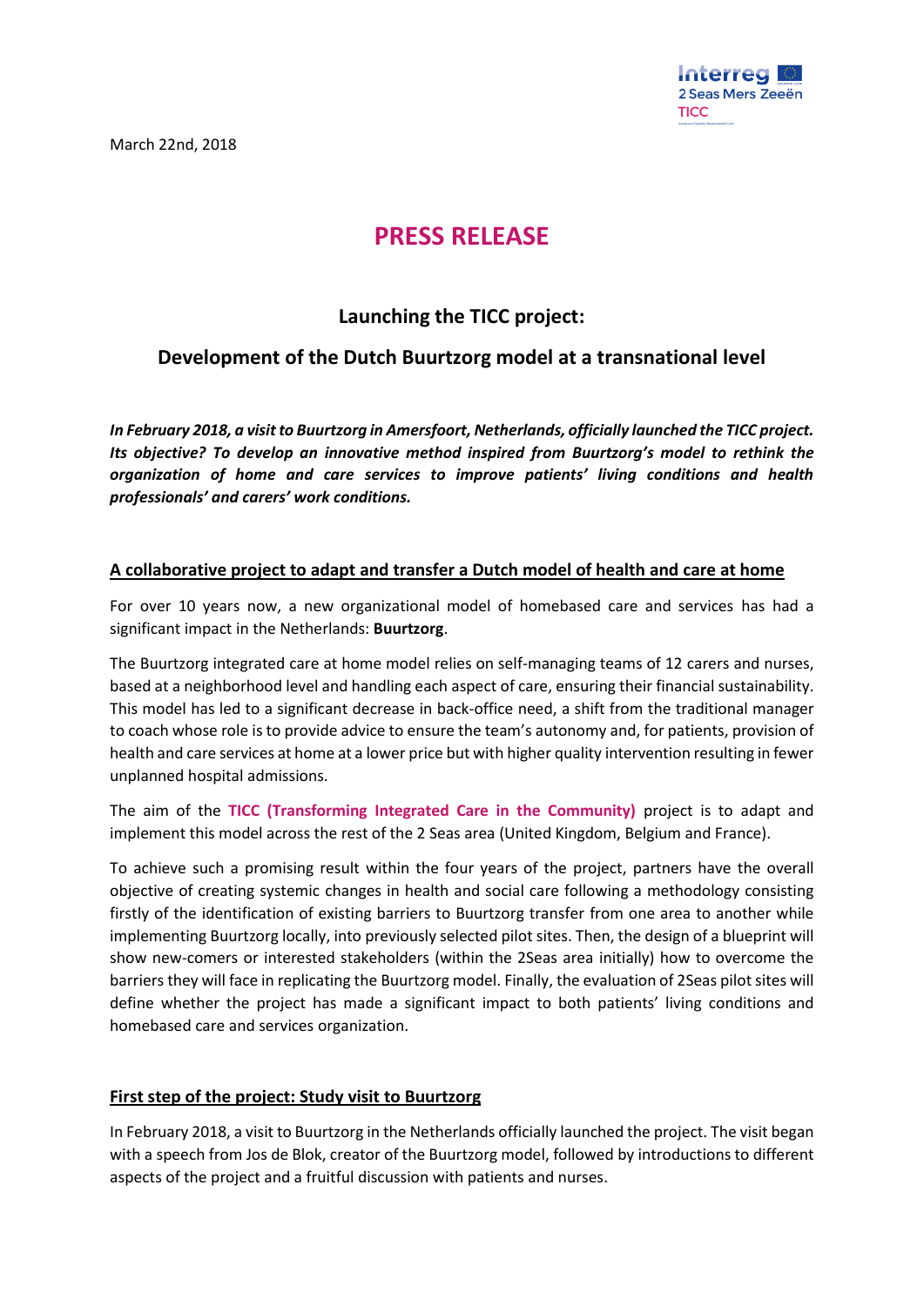March 22nd, 2018

# PRESS RELEASE

## Launching the TICC project:

## Development of the Dutch Buurtzorg model at a transnational level

***In February 2018, a visit to Buurtzorg in Amersfoort, Netherlands, officially launched the TICC project. Its objective? To develop an innovative method inspired from Buurtzorg's model to rethink the organization of home and care services to improve patients' living conditions and health professionals' and carers' work conditions.***

### A collaborative project to adapt and transfer a Dutch model of health and care at home

For over 10 years now, a new organizational model of homebased care and services has had a significant impact in the Netherlands: **Buurtzorg**.

The Buurtzorg integrated care at home model relies on self-managing teams of 12 carers and nurses, based at a neighborhood level and handling each aspect of care, ensuring their financial sustainability. This model has led to a significant decrease in back-office need, a shift from the traditional manager to coach whose role is to provide advice to ensure the team's autonomy and, for patients, provision of health and care services at home at a lower price but with higher quality intervention resulting in fewer unplanned hospital admissions.

The aim of the **TICC (Transforming Integrated Care in the Community)** project is to adapt and implement this model across the rest of the 2 Seas area (United Kingdom, Belgium and France).

To achieve such a promising result within the four years of the project, partners have the overall objective of creating systemic changes in health and social care following a methodology consisting firstly of the identification of existing barriers to Buurtzorg transfer from one area to another while implementing Buurtzorg locally, into previously selected pilot sites. Then, the design of a blueprint will show new-comers or interested stakeholders (within the 2Seas area initially) how to overcome the barriers they will face in replicating the Buurtzorg model. Finally, the evaluation of 2Seas pilot sites will define whether the project has made a significant impact to both patients' living conditions and homebased care and services organization.

### First step of the project: Study visit to Buurtzorg

In February 2018, a visit to Buurtzorg in the Netherlands officially launched the project. The visit began with a speech from Jos de Blok, creator of the Buurtzorg model, followed by introductions to different aspects of the project and a fruitful discussion with patients and nurses.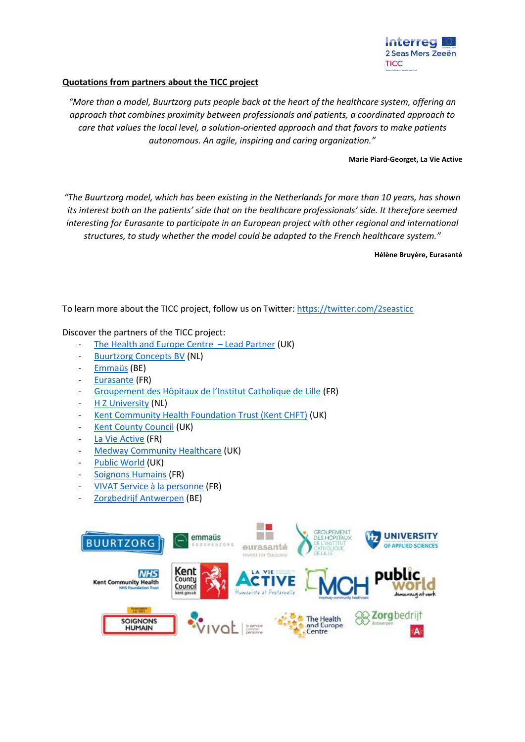**Quotations from partners about the TICC project**

*"More than a model, Buurtzorg puts people back at the heart of the healthcare system, offering an approach that combines proximity between professionals and patients, a coordinated approach to care that values the local level, a solution-oriented approach and that favors to make patients autonomous. An agile, inspiring and caring organization."*

**Marie Piard-Georget, La Vie Active**

*"The Buurtzorg model, which has been existing in the Netherlands for more than 10 years, has shown its interest both on the patients' side that on the healthcare professionals' side. It therefore seemed interesting for Eurasante to participate in an European project with other regional and international structures, to study whether the model could be adapted to the French healthcare system."*

**Hélène Bruyère, Eurasanté**

To learn more about the TICC project, follow us on Twitter: https://twitter.com/2seasticc

Discover the partners of the TICC project:

- The Health and Europe Centre – Lead Partner (UK)
- Buurtzorg Concepts BV (NL)
- Emmaüs (BE)
- Eurasante (FR)
- Groupement des Hôpitaux de l'Institut Catholique de Lille (FR)
- H Z University (NL)
- Kent Community Health Foundation Trust (Kent CHFT) (UK)
- Kent County Council (UK)
- La Vie Active (FR)
- Medway Community Healthcare (UK)
- Public World (UK)
- Soignons Humains (FR)
- VIVAT Service à la personne (FR)
- Zorgbedrijf Antwerpen (BE)